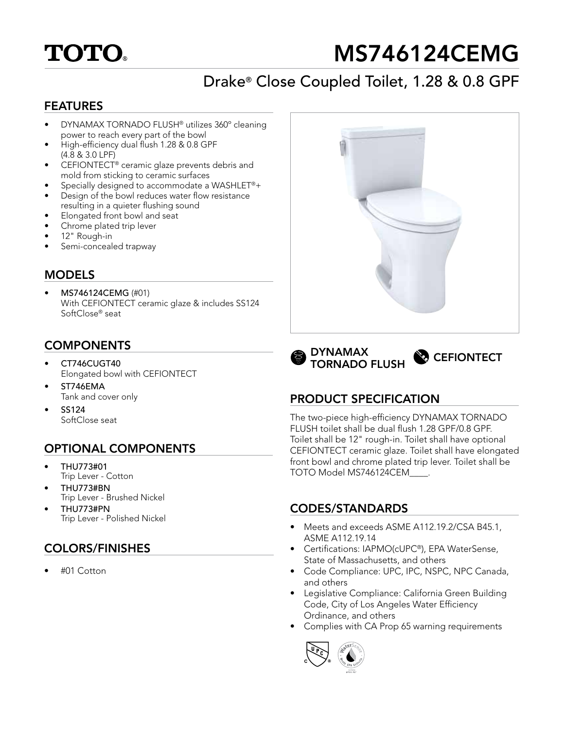# TOTO

# MS746124CEMG

## Drake® Close Coupled Toilet, 1.28 & 0.8 GPF

### FEATURES

- DYNAMAX TORNADO FLUSH® utilizes 360° cleaning power to reach every part of the bowl
- High-efficiency dual flush 1.28 & 0.8 GPF (4.8 & 3.0 LPF)
- CEFIONTECT® ceramic glaze prevents debris and mold from sticking to ceramic surfaces
- Specially designed to accommodate a WASHLET®+
- Design of the bowl reduces water flow resistance resulting in a quieter flushing sound
- Elongated front bowl and seat
- Chrome plated trip lever
- 12" Rough-in
- Semi-concealed trapway

### MODELS

- **MS746124CEMG** (#01)
  With CEFIONTECT ceramic glaze & includes SS124 SoftClose® seat

### COMPONENTS

- **CT746CUGT40**
  Elongated bowl with CEFIONTECT
- **ST746EMA**
  Tank and cover only
- **SS124**
  SoftClose seat

### OPTIONAL COMPONENTS

- **THU773#01**
  Trip Lever - Cotton
- **THU773#BN**
  Trip Lever - Brushed Nickel
- **THU773#PN**
  Trip Lever - Polished Nickel

### COLORS/FINISHES

- #01 Cotton

**DYNAMAX TORNADO FLUSH** **CEFIONTECT**

### PRODUCT SPECIFICATION

The two-piece high-efficiency DYNAMAX TORNADO FLUSH toilet shall be dual flush 1.28 GPF/0.8 GPF. Toilet shall be 12" rough-in. Toilet shall have optional CEFIONTECT ceramic glaze. Toilet shall have elongated front bowl and chrome plated trip lever. Toilet shall be TOTO Model MS746124CEM____.

### CODES/STANDARDS

- Meets and exceeds ASME A112.19.2/CSA B45.1, ASME A112.19.14
- Certifications: IAPMO(cUPC®), EPA WaterSense, State of Massachusetts, and others
- Code Compliance: UPC, IPC, NSPC, NPC Canada, and others
- Legislative Compliance: California Green Building Code, City of Los Angeles Water Efficiency Ordinance, and others
- Complies with CA Prop 65 warning requirements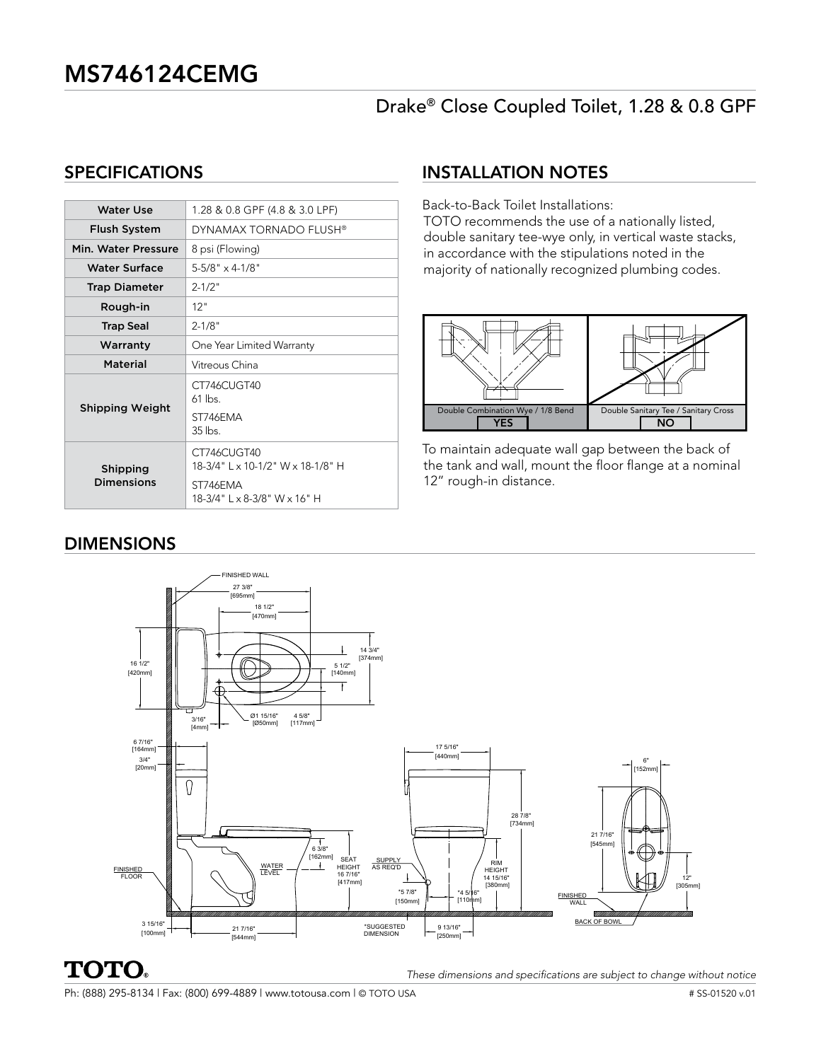# MS746124CEMG

## Drake® Close Coupled Toilet, 1.28 & 0.8 GPF

## SPECIFICATIONS

| | |
|---|---|
| Water Use | 1.28 & 0.8 GPF (4.8 & 3.0 LPF) |
| Flush System | DYNAMAX TORNADO FLUSH® |
| Min. Water Pressure | 8 psi (Flowing) |
| Water Surface | 5-5/8" x 4-1/8" |
| Trap Diameter | 2-1/2" |
| Rough-in | 12" |
| Trap Seal | 2-1/8" |
| Warranty | One Year Limited Warranty |
| Material | Vitreous China |
| Shipping Weight | CT746CUGT40<br>61 lbs.<br>ST746EMA<br>35 lbs. |
| Shipping Dimensions | CT746CUGT40<br>18-3/4" L x 10-1/2" W x 18-1/8" H<br>ST746EMA<br>18-3/4" L x 8-3/8" W x 16" H |

## INSTALLATION NOTES

Back-to-Back Toilet Installations:
TOTO recommends the use of a nationally listed, double sanitary tee-wye only, in vertical waste stacks, in accordance with the stipulations noted in the majority of nationally recognized plumbing codes.

Double Combination Wye / 1/8 Bend
YES

Double Sanitary Tee / Sanitary Cross
NO

To maintain adequate wall gap between the back of the tank and wall, mount the floor flange at a nominal 12" rough-in distance.

## DIMENSIONS

FINISHED WALL
27 3/8" [695mm]
18 1/2" [470mm]
16 1/2" [420mm]
14 3/4" [374mm]
5 1/2" [140mm]
3/16" [4mm]
Ø1 15/16" [Ø50mm]
4 5/8" [117mm]
6 7/16" [164mm]
3/4" [20mm]
17 5/16" [440mm]
6" [152mm]
28 7/8" [734mm]
21 7/16" [545mm]
6 3/8" [162mm]
WATER LEVEL
SEAT HEIGHT 16 7/16" [417mm]
SUPPLY AS REQ'D
RIM HEIGHT 14 15/16" [380mm]
*5 7/8" [150mm]
*4 5/16" [110mm]
12" [305mm]
FINISHED FLOOR
FINISHED WALL
BACK OF BOWL
3 15/16" [100mm]
21 7/16" [544mm]
*SUGGESTED DIMENSION
9 13/16" [250mm]

TOTO®

*These dimensions and specifications are subject to change without notice*

Ph: (888) 295-8134 | Fax: (800) 699-4889 | www.totousa.com | © TOTO USA

# SS-01520 v.01